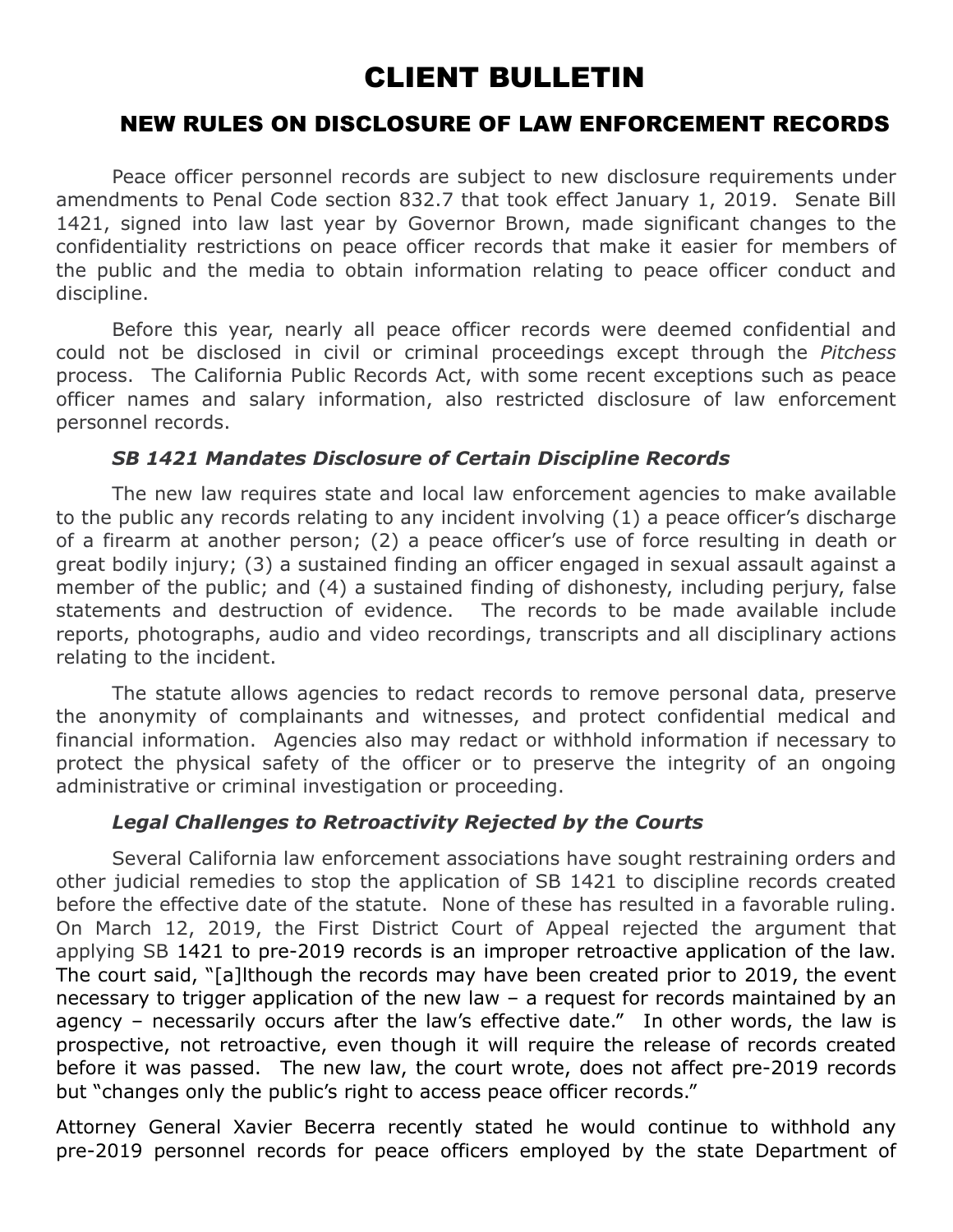# CLIENT BULLETIN

## NEW RULES ON DISCLOSURE OF LAW ENFORCEMENT RECORDS

Peace officer personnel records are subject to new disclosure requirements under amendments to Penal Code section 832.7 that took effect January 1, 2019. Senate Bill 1421, signed into law last year by Governor Brown, made significant changes to the confidentiality restrictions on peace officer records that make it easier for members of the public and the media to obtain information relating to peace officer conduct and discipline.

Before this year, nearly all peace officer records were deemed confidential and could not be disclosed in civil or criminal proceedings except through the *Pitchess* process. The California Public Records Act, with some recent exceptions such as peace officer names and salary information, also restricted disclosure of law enforcement personnel records.

### *SB 1421 Mandates Disclosure of Certain Discipline Records*

The new law requires state and local law enforcement agencies to make available to the public any records relating to any incident involving (1) a peace officer's discharge of a firearm at another person; (2) a peace officer's use of force resulting in death or great bodily injury; (3) a sustained finding an officer engaged in sexual assault against a member of the public; and (4) a sustained finding of dishonesty, including perjury, false statements and destruction of evidence. The records to be made available include reports, photographs, audio and video recordings, transcripts and all disciplinary actions relating to the incident.

The statute allows agencies to redact records to remove personal data, preserve the anonymity of complainants and witnesses, and protect confidential medical and financial information. Agencies also may redact or withhold information if necessary to protect the physical safety of the officer or to preserve the integrity of an ongoing administrative or criminal investigation or proceeding.

### *Legal Challenges to Retroactivity Rejected by the Courts*

Several California law enforcement associations have sought restraining orders and other judicial remedies to stop the application of SB 1421 to discipline records created before the effective date of the statute. None of these has resulted in a favorable ruling. On March 12, 2019, the First District Court of Appeal rejected the argument that applying SB 1421 to pre-2019 records is an improper retroactive application of the law. The court said, "[a]lthough the records may have been created prior to 2019, the event necessary to trigger application of the new law – a request for records maintained by an agency – necessarily occurs after the law's effective date." In other words, the law is prospective, not retroactive, even though it will require the release of records created before it was passed. The new law, the court wrote, does not affect pre-2019 records but "changes only the public's right to access peace officer records."

Attorney General Xavier Becerra recently stated he would continue to withhold any pre-2019 personnel records for peace officers employed by the state Department of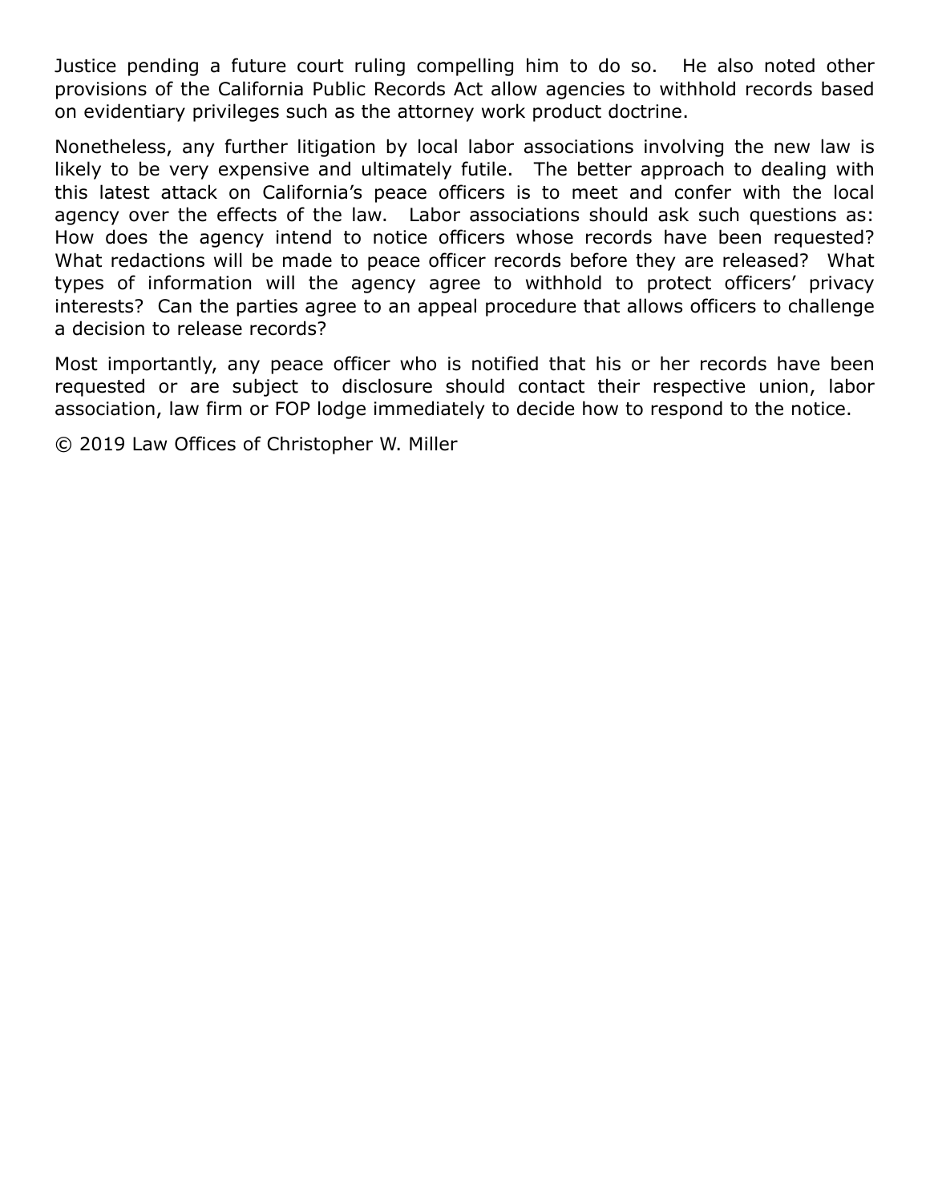Justice pending a future court ruling compelling him to do so. He also noted other provisions of the California Public Records Act allow agencies to withhold records based on evidentiary privileges such as the attorney work product doctrine.

Nonetheless, any further litigation by local labor associations involving the new law is likely to be very expensive and ultimately futile. The better approach to dealing with this latest attack on California's peace officers is to meet and confer with the local agency over the effects of the law. Labor associations should ask such questions as: How does the agency intend to notice officers whose records have been requested? What redactions will be made to peace officer records before they are released? What types of information will the agency agree to withhold to protect officers' privacy interests? Can the parties agree to an appeal procedure that allows officers to challenge a decision to release records?

Most importantly, any peace officer who is notified that his or her records have been requested or are subject to disclosure should contact their respective union, labor association, law firm or FOP lodge immediately to decide how to respond to the notice.

© 2019 Law Offices of Christopher W. Miller